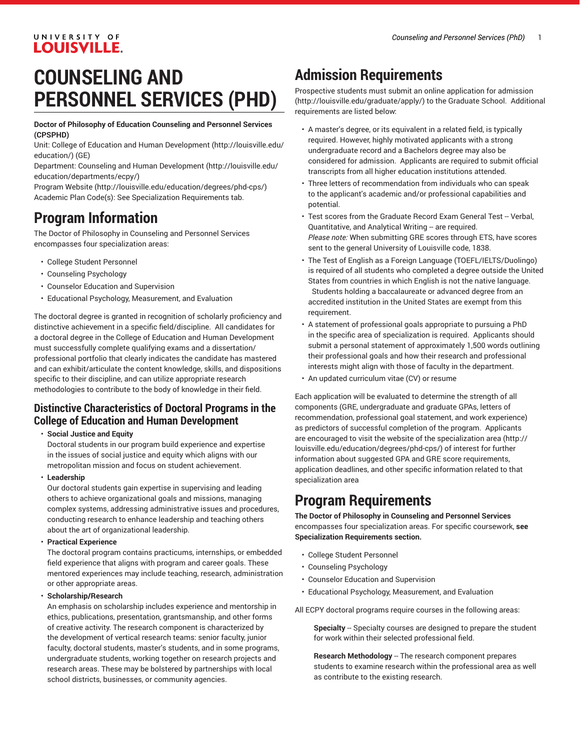# COUNSELING AND PERSONNEL SERVICES (PHD)

**Doctor of Philosophy of Education Counseling and Personnel Services (CPSPHD)**
Unit: College of Education and Human Development (http://louisville.edu/education/) (GE)
Department: Counseling and Human Development (http://louisville.edu/education/departments/ecpy/)
Program Website (http://louisville.edu/education/degrees/phd-cps/)
Academic Plan Code(s): See Specialization Requirements tab.

## Program Information

The Doctor of Philosophy in Counseling and Personnel Services encompasses four specialization areas:

- College Student Personnel
- Counseling Psychology
- Counselor Education and Supervision
- Educational Psychology, Measurement, and Evaluation

The doctoral degree is granted in recognition of scholarly proficiency and distinctive achievement in a specific field/discipline. All candidates for a doctoral degree in the College of Education and Human Development must successfully complete qualifying exams and a dissertation/professional portfolio that clearly indicates the candidate has mastered and can exhibit/articulate the content knowledge, skills, and dispositions specific to their discipline, and can utilize appropriate research methodologies to contribute to the body of knowledge in their field.

### Distinctive Characteristics of Doctoral Programs in the College of Education and Human Development

- **Social Justice and Equity**
  Doctoral students in our program build experience and expertise in the issues of social justice and equity which aligns with our metropolitan mission and focus on student achievement.
- **Leadership**
  Our doctoral students gain expertise in supervising and leading others to achieve organizational goals and missions, managing complex systems, addressing administrative issues and procedures, conducting research to enhance leadership and teaching others about the art of organizational leadership.
- **Practical Experience**
  The doctoral program contains practicums, internships, or embedded field experience that aligns with program and career goals. These mentored experiences may include teaching, research, administration or other appropriate areas.
- **Scholarship/Research**
  An emphasis on scholarship includes experience and mentorship in ethics, publications, presentation, grantsmanship, and other forms of creative activity. The research component is characterized by the development of vertical research teams: senior faculty, junior faculty, doctoral students, master's students, and in some programs, undergraduate students, working together on research projects and research areas. These may be bolstered by partnerships with local school districts, businesses, or community agencies.

## Admission Requirements

Prospective students must submit an online application for admission (http://louisville.edu/graduate/apply/) to the Graduate School. Additional requirements are listed below:

- A master's degree, or its equivalent in a related field, is typically required. However, highly motivated applicants with a strong undergraduate record and a Bachelors degree may also be considered for admission. Applicants are required to submit official transcripts from all higher education institutions attended.
- Three letters of recommendation from individuals who can speak to the applicant's academic and/or professional capabilities and potential.
- Test scores from the Graduate Record Exam General Test -- Verbal, Quantitative, and Analytical Writing -- are required.
  *Please note:* When submitting GRE scores through ETS, have scores sent to the general University of Louisville code, 1838.
- The Test of English as a Foreign Language (TOEFL/IELTS/Duolingo) is required of all students who completed a degree outside the United States from countries in which English is not the native language. Students holding a baccalaureate or advanced degree from an accredited institution in the United States are exempt from this requirement.
- A statement of professional goals appropriate to pursuing a PhD in the specific area of specialization is required. Applicants should submit a personal statement of approximately 1,500 words outlining their professional goals and how their research and professional interests might align with those of faculty in the department.
- An updated curriculum vitae (CV) or resume

Each application will be evaluated to determine the strength of all components (GRE, undergraduate and graduate GPAs, letters of recommendation, professional goal statement, and work experience) as predictors of successful completion of the program. Applicants are encouraged to visit the website of the specialization area (http://louisville.edu/education/degrees/phd-cps/) of interest for further information about suggested GPA and GRE score requirements, application deadlines, and other specific information related to that specialization area

## Program Requirements

**The Doctor of Philosophy in Counseling and Personnel Services** encompasses four specialization areas. For specific coursework, **see Specialization Requirements section.**

- College Student Personnel
- Counseling Psychology
- Counselor Education and Supervision
- Educational Psychology, Measurement, and Evaluation

All ECPY doctoral programs require courses in the following areas:

> **Specialty** -- Specialty courses are designed to prepare the student for work within their selected professional field.
>
> **Research Methodology** -- The research component prepares students to examine research within the professional area as well as contribute to the existing research.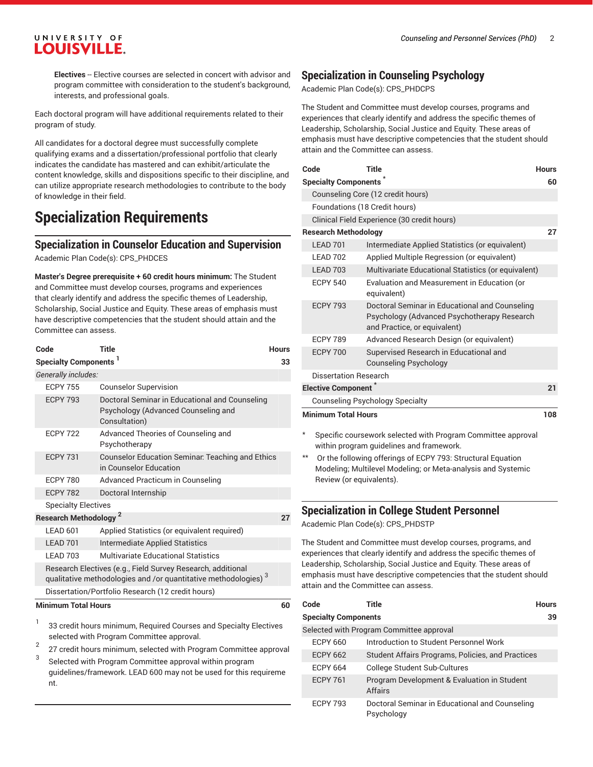**Electives** -- Elective courses are selected in concert with advisor and program committee with consideration to the student's background, interests, and professional goals.

Each doctoral program will have additional requirements related to their program of study.

All candidates for a doctoral degree must successfully complete qualifying exams and a dissertation/professional portfolio that clearly indicates the candidate has mastered and can exhibit/articulate the content knowledge, skills and dispositions specific to their discipline, and can utilize appropriate research methodologies to contribute to the body of knowledge in their field.

# Specialization Requirements

## Specialization in Counselor Education and Supervision

Academic Plan Code(s): CPS_PHDCES

**Master's Degree prerequisite + 60 credit hours minimum:** The Student and Committee must develop courses, programs and experiences that clearly identify and address the specific themes of Leadership, Scholarship, Social Justice and Equity. These areas of emphasis must have descriptive competencies that the student should attain and the Committee can assess.

| Code | Title | Hours |
|---|---|---|
| **Specialty Components** [1] | | **33** |
| *Generally includes:* | | |
| ECPY 755 | Counselor Supervision | |
| ECPY 793 | Doctoral Seminar in Educational and Counseling Psychology (Advanced Counseling and Consultation) | |
| ECPY 722 | Advanced Theories of Counseling and Psychotherapy | |
| ECPY 731 | Counselor Education Seminar: Teaching and Ethics in Counselor Education | |
| ECPY 780 | Advanced Practicum in Counseling | |
| ECPY 782 | Doctoral Internship | |
| Specialty Electives | | |
| **Research Methodology** [2] | | **27** |
| LEAD 601 | Applied Statistics (or equivalent required) | |
| LEAD 701 | Intermediate Applied Statistics | |
| LEAD 703 | Multivariate Educational Statistics | |
| Research Electives (e.g., Field Survey Research, additional qualitative methodologies and /or quantitative methodologies) [3] | | |
| Dissertation/Portfolio Research (12 credit hours) | | |
| **Minimum Total Hours** | | **60** |

1. 33 credit hours minimum, Required Courses and Specialty Electives selected with Program Committee approval.
2. 27 credit hours minimum, selected with Program Committee approval
3. Selected with Program Committee approval within program guidelines/framework. LEAD 600 may not be used for this requireme nt.

## Specialization in Counseling Psychology

Academic Plan Code(s): CPS_PHDCPS

The Student and Committee must develop courses, programs and experiences that clearly identify and address the specific themes of Leadership, Scholarship, Social Justice and Equity. These areas of emphasis must have descriptive competencies that the student should attain and the Committee can assess.

| Code | Title | Hours |
|---|---|---|
| **Specialty Components** * | | **60** |
| Counseling Core (12 credit hours) | | |
| Foundations (18 Credit hours) | | |
| Clinical Field Experience (30 credit hours) | | |
| **Research Methodology** | | **27** |
| LEAD 701 | Intermediate Applied Statistics (or equivalent) | |
| LEAD 702 | Applied Multiple Regression (or equivalent) | |
| LEAD 703 | Multivariate Educational Statistics (or equivalent) | |
| ECPY 540 | Evaluation and Measurement in Education (or equivalent) | |
| ECPY 793 | Doctoral Seminar in Educational and Counseling Psychology (Advanced Psychotherapy Research and Practice, or equivalent) | |
| ECPY 789 | Advanced Research Design (or equivalent) | |
| ECPY 700 | Supervised Research in Educational and Counseling Psychology | |
| Dissertation Research | | |
| **Elective Component** * | | **21** |
| Counseling Psychology Specialty | | |
| **Minimum Total Hours** | | **108** |

\* Specific coursework selected with Program Committee approval within program guidelines and framework.

** Or the following offerings of ECPY 793: Structural Equation Modeling; Multilevel Modeling; or Meta-analysis and Systemic Review (or equivalents).

## Specialization in College Student Personnel

Academic Plan Code(s): CPS_PHDSTP

The Student and Committee must develop courses, programs, and experiences that clearly identify and address the specific themes of Leadership, Scholarship, Social Justice and Equity. These areas of emphasis must have descriptive competencies that the student should attain and the Committee can assess.

| Code | Title | Hours |
|---|---|---|
| **Specialty Components** | | **39** |
| Selected with Program Committee approval | | |
| ECPY 660 | Introduction to Student Personnel Work | |
| ECPY 662 | Student Affairs Programs, Policies, and Practices | |
| ECPY 664 | College Student Sub-Cultures | |
| ECPY 761 | Program Development & Evaluation in Student Affairs | |
| ECPY 793 | Doctoral Seminar in Educational and Counseling Psychology | |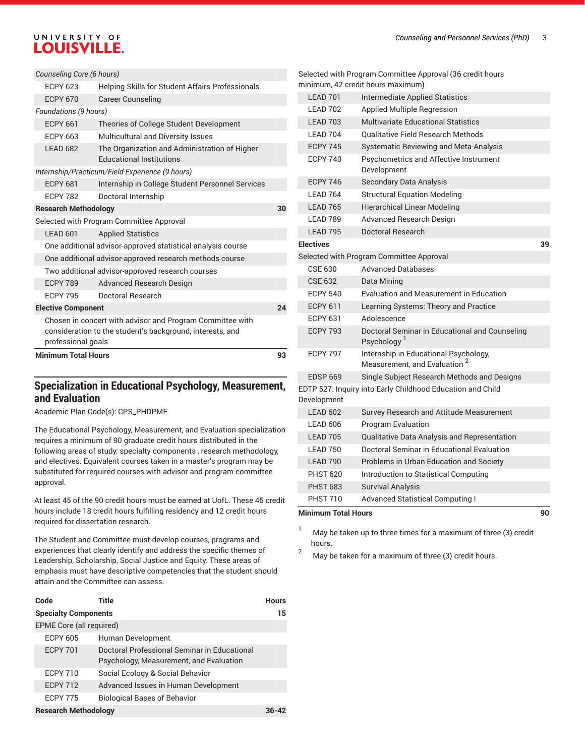| | | |
|---|---|---|
| *Counseling Core (6 hours)* | | |
| ECPY 623 | Helping Skills for Student Affairs Professionals | |
| ECPY 670 | Career Counseling | |
| *Foundations (9 hours)* | | |
| ECPY 661 | Theories of College Student Development | |
| ECPY 663 | Multicultural and Diversity Issues | |
| LEAD 682 | The Organization and Administration of Higher Educational Institutions | |
| *Internship/Practicum/Field Experience (9 hours)* | | |
| ECPY 681 | Internship in College Student Personnel Services | |
| ECPY 782 | Doctoral Internship | |
| **Research Methodology** | | **30** |
| Selected with Program Committee Approval | | |
| LEAD 601 | Applied Statistics | |
| One additional advisor-approved statistical analysis course | | |
| One additional advisor-approved research methods course | | |
| Two additional advisor-approved research courses | | |
| ECPY 789 | Advanced Research Design | |
| ECPY 795 | Doctoral Research | |
| **Elective Component** | | **24** |
| Chosen in concert with advisor and Program Committee with consideration to the student's background, interests, and professional goals | | |
| **Minimum Total Hours** | | **93** |

## Specialization in Educational Psychology, Measurement, and Evaluation

Academic Plan Code(s): CPS_PHDPME

The Educational Psychology, Measurement, and Evaluation specialization requires a minimum of 90 graduate credit hours distributed in the following areas of study: specialty components , research methodology, and electives. Equivalent courses taken in a master's program may be substituted for required courses with advisor and program committee approval.

At least 45 of the 90 credit hours must be earned at UofL. These 45 credit hours include 18 credit hours fulfilling residency and 12 credit hours required for dissertation research.

The Student and Committee must develop courses, programs and experiences that clearly identify and address the specific themes of Leadership, Scholarship, Social Justice and Equity. These areas of emphasis must have descriptive competencies that the student should attain and the Committee can assess.

| Code | Title | Hours |
|---|---|---|
| **Specialty Components** | | **15** |
| EPME Core (all required) | | |
| ECPY 605 | Human Development | |
| ECPY 701 | Doctoral Professional Seminar in Educational Psychology, Measurement, and Evaluation | |
| ECPY 710 | Social Ecology & Social Behavior | |
| ECPY 712 | Advanced Issues in Human Development | |
| ECPY 775 | Biological Bases of Behavior | |
| **Research Methodology** | | **36-42** |
| Selected with Program Committee Approval (36 credit hours minimum, 42 credit hours maximum) | | |
| LEAD 701 | Intermediate Applied Statistics | |
| LEAD 702 | Applied Multiple Regression | |
| LEAD 703 | Multivariate Educational Statistics | |
| LEAD 704 | Qualitative Field Research Methods | |
| ECPY 745 | Systematic Reviewing and Meta-Analysis | |
| ECPY 740 | Psychometrics and Affective Instrument Development | |
| ECPY 746 | Secondary Data Analysis | |
| LEAD 764 | Structural Equation Modeling | |
| LEAD 765 | Hierarchical Linear Modeling | |
| LEAD 789 | Advanced Research Design | |
| LEAD 795 | Doctoral Research | |
| **Electives** | | **39** |
| Selected with Program Committee Approval | | |
| CSE 630 | Advanced Databases | |
| CSE 632 | Data Mining | |
| ECPY 540 | Evaluation and Measurement in Education | |
| ECPY 611 | Learning Systems: Theory and Practice | |
| ECPY 631 | Adolescence | |
| ECPY 793 | Doctoral Seminar in Educational and Counseling Psychology [1] | |
| ECPY 797 | Internship in Educational Psychology, Measurement, and Evaluation [2] | |
| EDSP 669 | Single Subject Research Methods and Designs | |
| EDTP 527: Inquiry into Early Childhood Education and Child Development | | |
| LEAD 602 | Survey Research and Attitude Measurement | |
| LEAD 606 | Program Evaluation | |
| LEAD 705 | Qualitative Data Analysis and Representation | |
| LEAD 750 | Doctoral Seminar in Educational Evaluation | |
| LEAD 790 | Problems in Urban Education and Society | |
| PHST 620 | Introduction to Statistical Computing | |
| PHST 683 | Survival Analysis | |
| PHST 710 | Advanced Statistical Computing I | |
| **Minimum Total Hours** | | **90** |

1. May be taken up to three times for a maximum of three (3) credit hours.
2. May be taken for a maximum of three (3) credit hours.